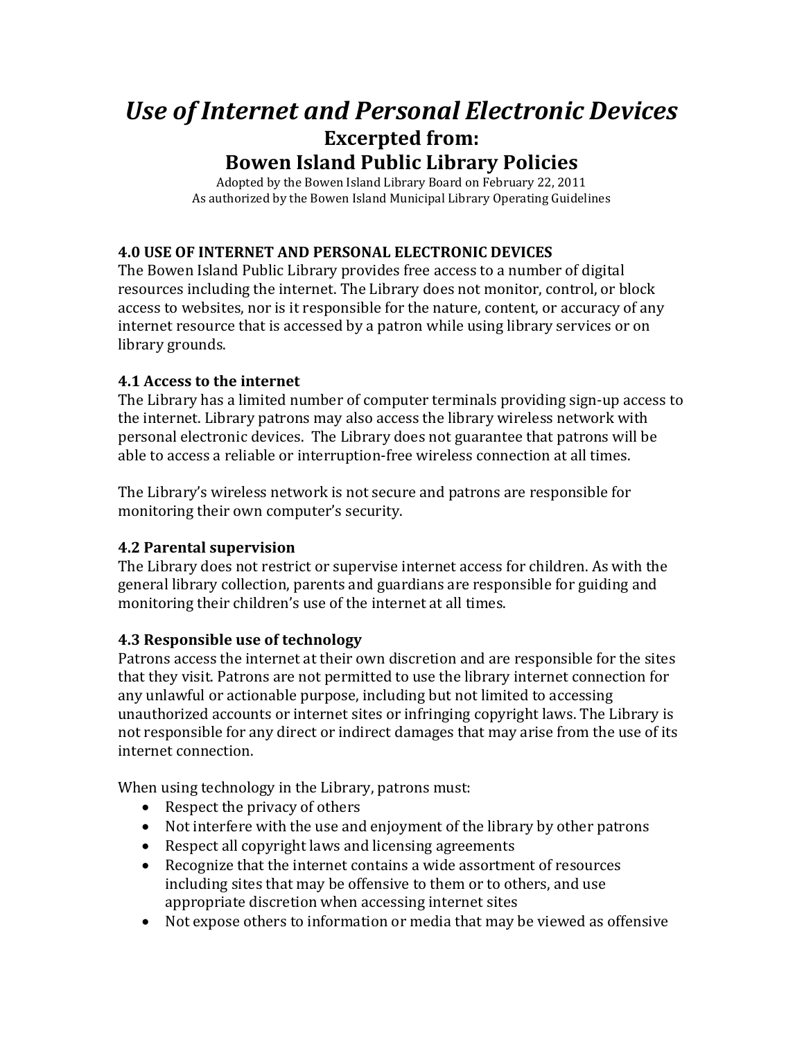# *Use of Internet and Personal Electronic Devices*

## Excerpted from:
## Bowen Island Public Library Policies

Adopted by the Bowen Island Library Board on February 22, 2011
As authorized by the Bowen Island Municipal Library Operating Guidelines

### 4.0 USE OF INTERNET AND PERSONAL ELECTRONIC DEVICES

The Bowen Island Public Library provides free access to a number of digital resources including the internet. The Library does not monitor, control, or block access to websites, nor is it responsible for the nature, content, or accuracy of any internet resource that is accessed by a patron while using library services or on library grounds.

### 4.1 Access to the internet

The Library has a limited number of computer terminals providing sign-up access to the internet. Library patrons may also access the library wireless network with personal electronic devices. The Library does not guarantee that patrons will be able to access a reliable or interruption-free wireless connection at all times.

The Library's wireless network is not secure and patrons are responsible for monitoring their own computer's security.

### 4.2 Parental supervision

The Library does not restrict or supervise internet access for children. As with the general library collection, parents and guardians are responsible for guiding and monitoring their children's use of the internet at all times.

### 4.3 Responsible use of technology

Patrons access the internet at their own discretion and are responsible for the sites that they visit. Patrons are not permitted to use the library internet connection for any unlawful or actionable purpose, including but not limited to accessing unauthorized accounts or internet sites or infringing copyright laws. The Library is not responsible for any direct or indirect damages that may arise from the use of its internet connection.

When using technology in the Library, patrons must:

- Respect the privacy of others
- Not interfere with the use and enjoyment of the library by other patrons
- Respect all copyright laws and licensing agreements
- Recognize that the internet contains a wide assortment of resources including sites that may be offensive to them or to others, and use appropriate discretion when accessing internet sites
- Not expose others to information or media that may be viewed as offensive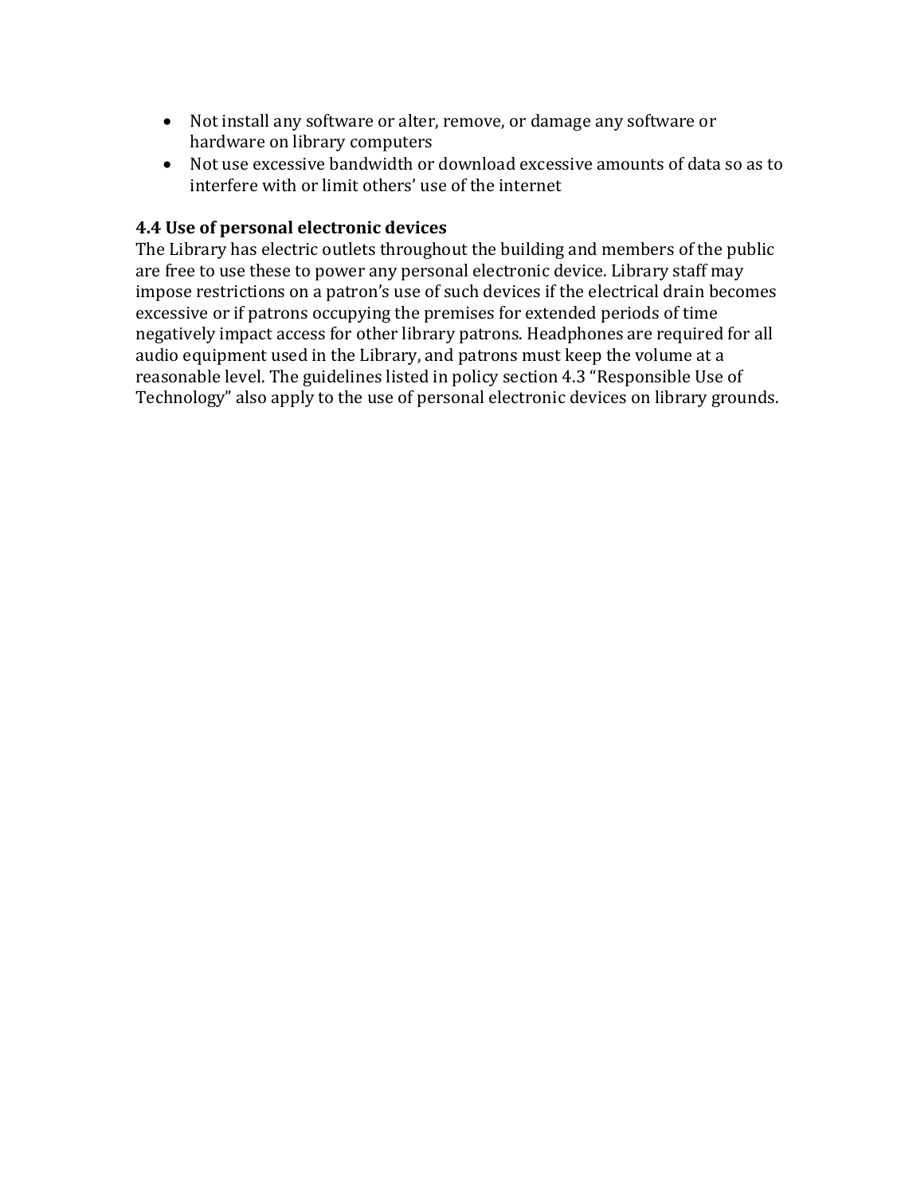- Not install any software or alter, remove, or damage any software or hardware on library computers
- Not use excessive bandwidth or download excessive amounts of data so as to interfere with or limit others' use of the internet

### 4.4 Use of personal electronic devices

The Library has electric outlets throughout the building and members of the public are free to use these to power any personal electronic device. Library staff may impose restrictions on a patron's use of such devices if the electrical drain becomes excessive or if patrons occupying the premises for extended periods of time negatively impact access for other library patrons. Headphones are required for all audio equipment used in the Library, and patrons must keep the volume at a reasonable level. The guidelines listed in policy section 4.3 "Responsible Use of Technology" also apply to the use of personal electronic devices on library grounds.